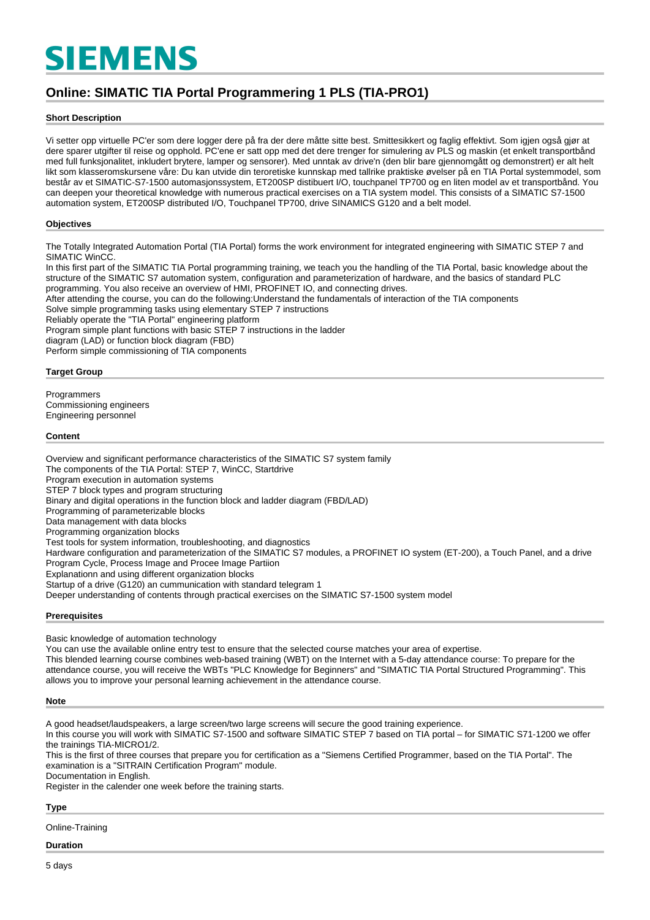# SIEMENS

## Online: SIMATIC TIA Portal Programmering 1 PLS (TIA-PRO1)

### Short Description

Vi setter opp virtuelle PC'er som dere logger dere på fra der dere måtte sitte best. Smittesikkert og faglig effektivt. Som igjen også gjør at dere sparer utgifter til reise og opphold. PC'ene er satt opp med det dere trenger for simulering av PLS og maskin (et enkelt transportbånd med full funksjonalitet, inkludert brytere, lamper og sensorer). Med unntak av drive'n (den blir bare gjennomgått og demonstrert) er alt helt likt som klasseromskursene våre: Du kan utvide din teroretiske kunnskap med tallrike praktiske øvelser på en TIA Portal systemmodel, som består av et SIMATIC-S7-1500 automasjonssystem, ET200SP distibuert I/O, touchpanel TP700 og en liten model av et transportbånd. You can deepen your theoretical knowledge with numerous practical exercises on a TIA system model. This consists of a SIMATIC S7-1500 automation system, ET200SP distributed I/O, Touchpanel TP700, drive SINAMICS G120 and a belt model.

### Objectives

The Totally Integrated Automation Portal (TIA Portal) forms the work environment for integrated engineering with SIMATIC STEP 7 and SIMATIC WinCC.
In this first part of the SIMATIC TIA Portal programming training, we teach you the handling of the TIA Portal, basic knowledge about the structure of the SIMATIC S7 automation system, configuration and parameterization of hardware, and the basics of standard PLC programming. You also receive an overview of HMI, PROFINET IO, and connecting drives.
After attending the course, you can do the following:Understand the fundamentals of interaction of the TIA components
Solve simple programming tasks using elementary STEP 7 instructions
Reliably operate the "TIA Portal" engineering platform
Program simple plant functions with basic STEP 7 instructions in the ladder
diagram (LAD) or function block diagram (FBD)
Perform simple commissioning of TIA components

### Target Group

Programmers
Commissioning engineers
Engineering personnel

### Content

Overview and significant performance characteristics of the SIMATIC S7 system family
The components of the TIA Portal: STEP 7, WinCC, Startdrive
Program execution in automation systems
STEP 7 block types and program structuring
Binary and digital operations in the function block and ladder diagram (FBD/LAD)
Programming of parameterizable blocks
Data management with data blocks
Programming organization blocks
Test tools for system information, troubleshooting, and diagnostics
Hardware configuration and parameterization of the SIMATIC S7 modules, a PROFINET IO system (ET-200), a Touch Panel, and a drive
Program Cycle, Process Image and Procee Image Partiion
Explanationn and using different organization blocks
Startup of a drive (G120) an cummunication with standard telegram 1
Deeper understanding of contents through practical exercises on the SIMATIC S7-1500 system model

### Prerequisites

Basic knowledge of automation technology
You can use the available online entry test to ensure that the selected course matches your area of expertise.
This blended learning course combines web-based training (WBT) on the Internet with a 5-day attendance course: To prepare for the attendance course, you will receive the WBTs "PLC Knowledge for Beginners" and "SIMATIC TIA Portal Structured Programming". This allows you to improve your personal learning achievement in the attendance course.

### Note

A good headset/laudspeakers, a large screen/two large screens will secure the good training experience.
In this course you will work with SIMATIC S7-1500 and software SIMATIC STEP 7 based on TIA portal – for SIMATIC S71-1200 we offer the trainings TIA-MICRO1/2.
This is the first of three courses that prepare you for certification as a "Siemens Certified Programmer, based on the TIA Portal". The examination is a "SITRAIN Certification Program" module.
Documentation in English.
Register in the calender one week before the training starts.

### Type

Online-Training

### Duration

5 days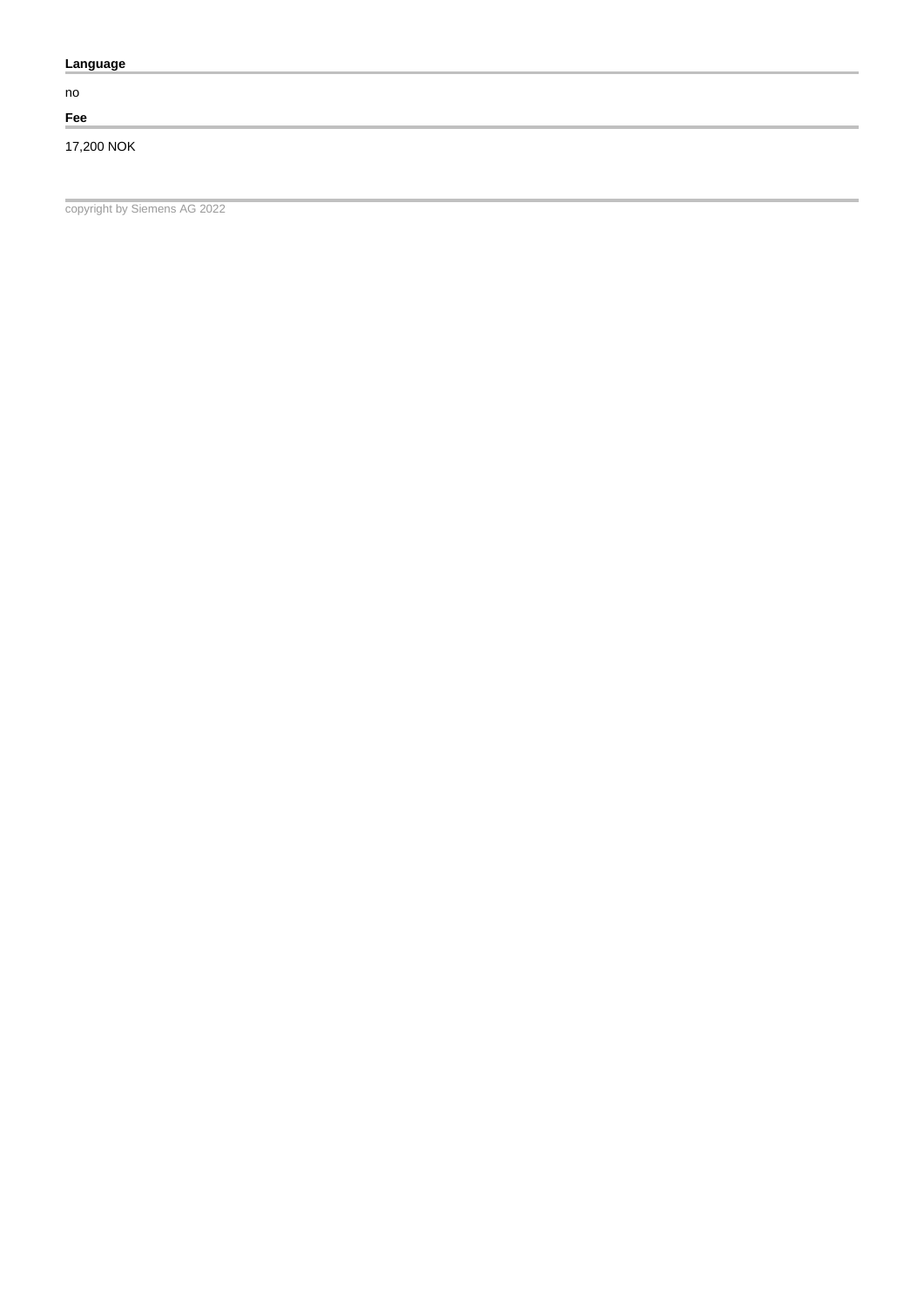**Language**

no

**Fee**

17,200 NOK

copyright by Siemens AG 2022